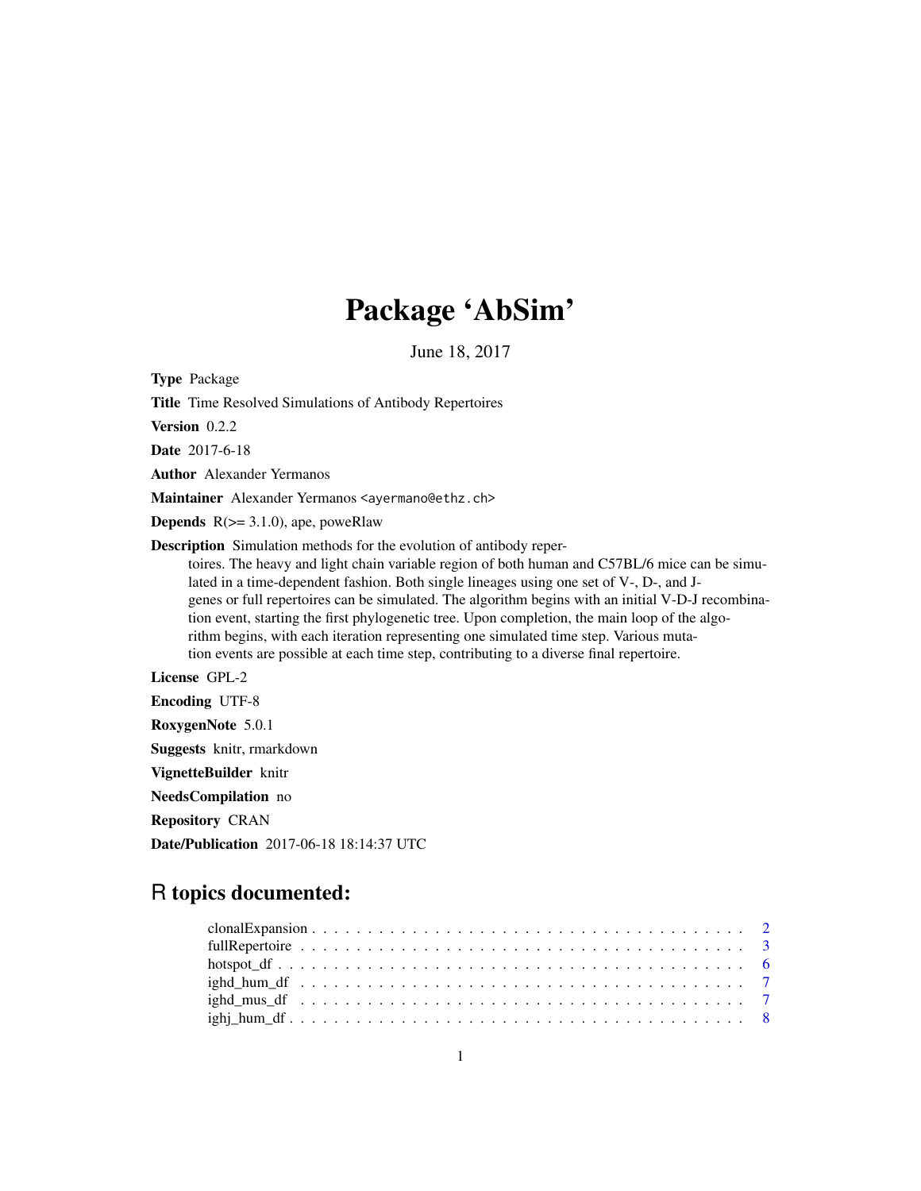# Package 'AbSim'

June 18, 2017

**Type** Package

**Title** Time Resolved Simulations of Antibody Repertoires

**Version** 0.2.2

**Date** 2017-6-18

**Author** Alexander Yermanos

**Maintainer** Alexander Yermanos <ayermano@ethz.ch>

**Depends** R(>= 3.1.0), ape, poweRlaw

**Description** Simulation methods for the evolution of antibody repertoires. The heavy and light chain variable region of both human and C57BL/6 mice can be simulated in a time-dependent fashion. Both single lineages using one set of V-, D-, and J-genes or full repertoires can be simulated. The algorithm begins with an initial V-D-J recombination event, starting the first phylogenetic tree. Upon completion, the main loop of the algorithm begins, with each iteration representing one simulated time step. Various mutation events are possible at each time step, contributing to a diverse final repertoire.

**License** GPL-2

**Encoding** UTF-8

**RoxygenNote** 5.0.1

**Suggests** knitr, rmarkdown

**VignetteBuilder** knitr

**NeedsCompilation** no

**Repository** CRAN

**Date/Publication** 2017-06-18 18:14:37 UTC

## R topics documented:

- clonalExpansion . . . . . . . . . . . . . . . . . . . . . . . . . . . . . . . . . . . . . 2
- fullRepertoire . . . . . . . . . . . . . . . . . . . . . . . . . . . . . . . . . . . . . . 3
- hotspot_df . . . . . . . . . . . . . . . . . . . . . . . . . . . . . . . . . . . . . . . . 6
- ighd_hum_df . . . . . . . . . . . . . . . . . . . . . . . . . . . . . . . . . . . . . . . 7
- ighd_mus_df . . . . . . . . . . . . . . . . . . . . . . . . . . . . . . . . . . . . . . . 7
- ighj_hum_df . . . . . . . . . . . . . . . . . . . . . . . . . . . . . . . . . . . . . . . 8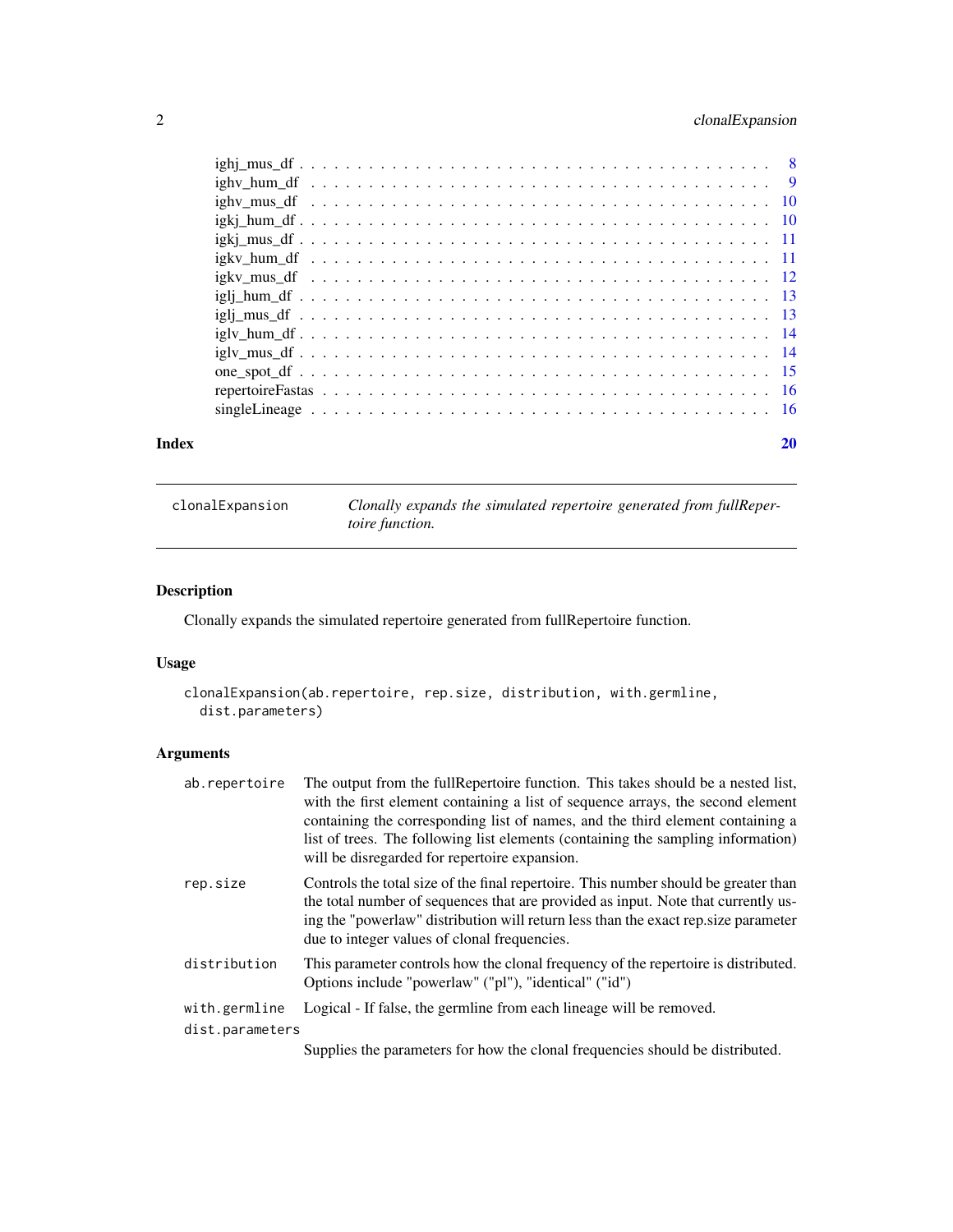| | |
|---|---|
| ighj_mus_df | 8 |
| ighv_hum_df | 9 |
| ighv_mus_df | 10 |
| igkj_hum_df | 10 |
| igkj_mus_df | 11 |
| igkv_hum_df | 11 |
| igkv_mus_df | 12 |
| iglj_hum_df | 13 |
| iglj_mus_df | 13 |
| iglv_hum_df | 14 |
| iglv_mus_df | 14 |
| one_spot_df | 15 |
| repertoireFastas | 16 |
| singleLineage | 16 |

**Index** 20

---

## clonalExpansion — *Clonally expands the simulated repertoire generated from fullRepertoire function.*

### Description

Clonally expands the simulated repertoire generated from fullRepertoire function.

### Usage

```
clonalExpansion(ab.repertoire, rep.size, distribution, with.germline,
  dist.parameters)
```

### Arguments

| | |
|---|---|
| ab.repertoire | The output from the fullRepertoire function. This takes should be a nested list, with the first element containing a list of sequence arrays, the second element containing the corresponding list of names, and the third element containing a list of trees. The following list elements (containing the sampling information) will be disregarded for repertoire expansion. |
| rep.size | Controls the total size of the final repertoire. This number should be greater than the total number of sequences that are provided as input. Note that currently using the "powerlaw" distribution will return less than the exact rep.size parameter due to integer values of clonal frequencies. |
| distribution | This parameter controls how the clonal frequency of the repertoire is distributed. Options include "powerlaw" ("pl"), "identical" ("id") |
| with.germline | Logical - If false, the germline from each lineage will be removed. |
| dist.parameters | Supplies the parameters for how the clonal frequencies should be distributed. |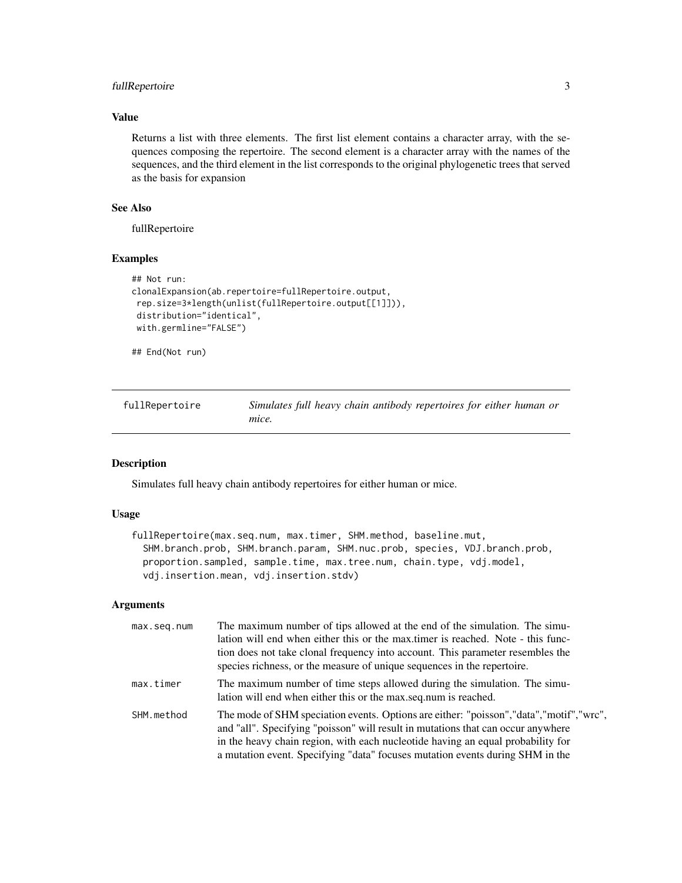### Value

Returns a list with three elements. The first list element contains a character array, with the sequences composing the repertoire. The second element is a character array with the names of the sequences, and the third element in the list corresponds to the original phylogenetic trees that served as the basis for expansion

### See Also

fullRepertoire

### Examples

```
## Not run:
clonalExpansion(ab.repertoire=fullRepertoire.output,
 rep.size=3*length(unlist(fullRepertoire.output[[1]])),
 distribution="identical",
 with.germline="FALSE")

## End(Not run)
```

---

## fullRepertoire — *Simulates full heavy chain antibody repertoires for either human or mice.*

---

### Description

Simulates full heavy chain antibody repertoires for either human or mice.

### Usage

```
fullRepertoire(max.seq.num, max.timer, SHM.method, baseline.mut,
  SHM.branch.prob, SHM.branch.param, SHM.nuc.prob, species, VDJ.branch.prob,
  proportion.sampled, sample.time, max.tree.num, chain.type, vdj.model,
  vdj.insertion.mean, vdj.insertion.stdv)
```

### Arguments

| | |
|---|---|
| `max.seq.num` | The maximum number of tips allowed at the end of the simulation. The simulation will end when either this or the max.timer is reached. Note - this function does not take clonal frequency into account. This parameter resembles the species richness, or the measure of unique sequences in the repertoire. |
| `max.timer` | The maximum number of time steps allowed during the simulation. The simulation will end when either this or the max.seq.num is reached. |
| `SHM.method` | The mode of SHM speciation events. Options are either: "poisson","data","motif","wrc", and "all". Specifying "poisson" will result in mutations that can occur anywhere in the heavy chain region, with each nucleotide having an equal probability for a mutation event. Specifying "data" focuses mutation events during SHM in the |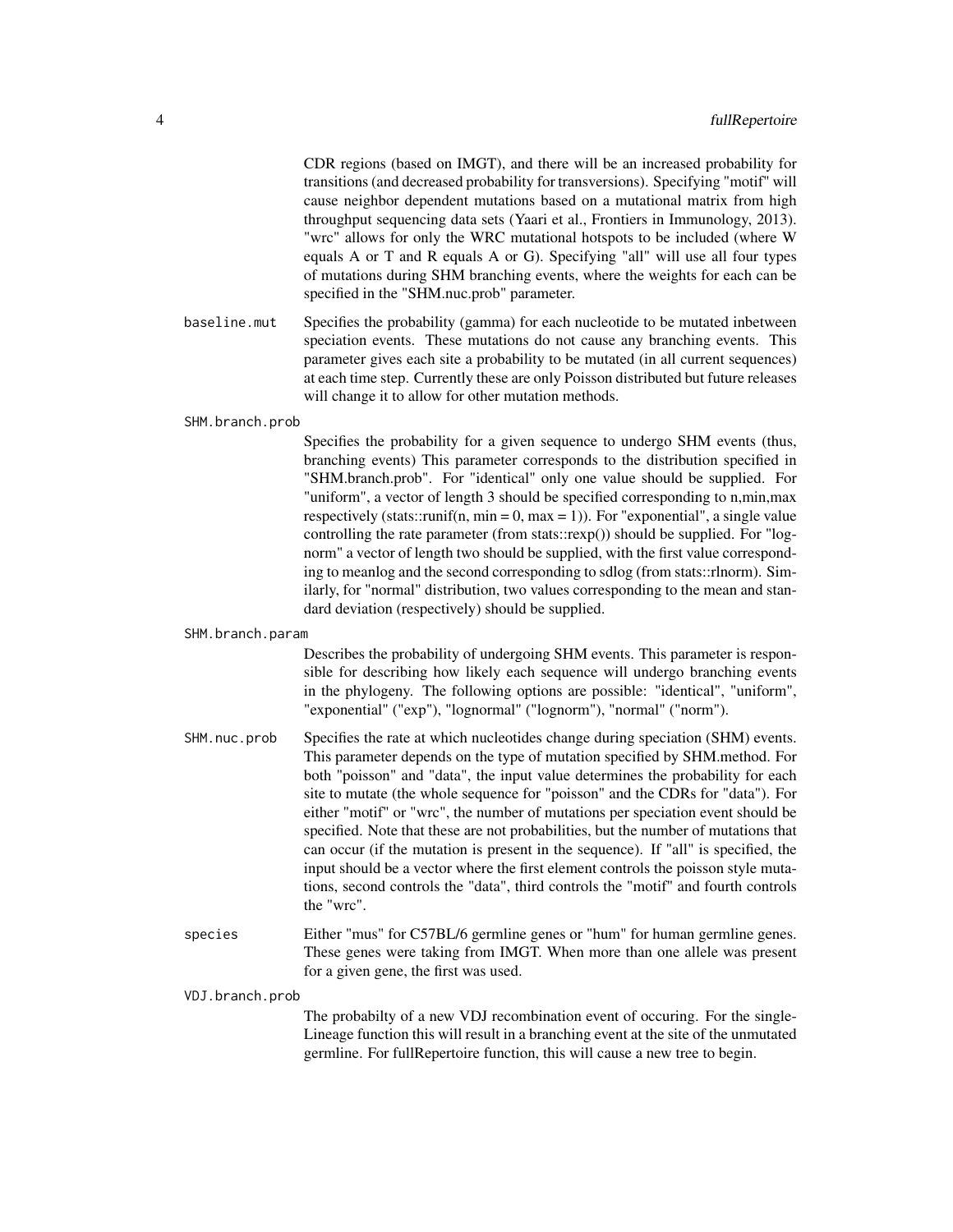CDR regions (based on IMGT), and there will be an increased probability for transitions (and decreased probability for transversions). Specifying "motif" will cause neighbor dependent mutations based on a mutational matrix from high throughput sequencing data sets (Yaari et al., Frontiers in Immunology, 2013). "wrc" allows for only the WRC mutational hotspots to be included (where W equals A or T and R equals A or G). Specifying "all" will use all four types of mutations during SHM branching events, where the weights for each can be specified in the "SHM.nuc.prob" parameter.

`baseline.mut`
: Specifies the probability (gamma) for each nucleotide to be mutated inbetween speciation events. These mutations do not cause any branching events. This parameter gives each site a probability to be mutated (in all current sequences) at each time step. Currently these are only Poisson distributed but future releases will change it to allow for other mutation methods.

`SHM.branch.prob`
: Specifies the probability for a given sequence to undergo SHM events (thus, branching events) This parameter corresponds to the distribution specified in "SHM.branch.prob". For "identical" only one value should be supplied. For "uniform", a vector of length 3 should be specified corresponding to n,min,max respectively (stats::runif(n, min = 0, max = 1)). For "exponential", a single value controlling the rate parameter (from stats::rexp()) should be supplied. For "lognorm" a vector of length two should be supplied, with the first value corresponding to meanlog and the second corresponding to sdlog (from stats::rlnorm). Similarly, for "normal" distribution, two values corresponding to the mean and standard deviation (respectively) should be supplied.

`SHM.branch.param`
: Describes the probability of undergoing SHM events. This parameter is responsible for describing how likely each sequence will undergo branching events in the phylogeny. The following options are possible: "identical", "uniform", "exponential" ("exp"), "lognormal" ("lognorm"), "normal" ("norm").

`SHM.nuc.prob`
: Specifies the rate at which nucleotides change during speciation (SHM) events. This parameter depends on the type of mutation specified by SHM.method. For both "poisson" and "data", the input value determines the probability for each site to mutate (the whole sequence for "poisson" and the CDRs for "data"). For either "motif" or "wrc", the number of mutations per speciation event should be specified. Note that these are not probabilities, but the number of mutations that can occur (if the mutation is present in the sequence). If "all" is specified, the input should be a vector where the first element controls the poisson style mutations, second controls the "data", third controls the "motif" and fourth controls the "wrc".

`species`
: Either "mus" for C57BL/6 germline genes or "hum" for human germline genes. These genes were taking from IMGT. When more than one allele was present for a given gene, the first was used.

`VDJ.branch.prob`
: The probabilty of a new VDJ recombination event of occuring. For the singleLineage function this will result in a branching event at the site of the unmutated germline. For fullRepertoire function, this will cause a new tree to begin.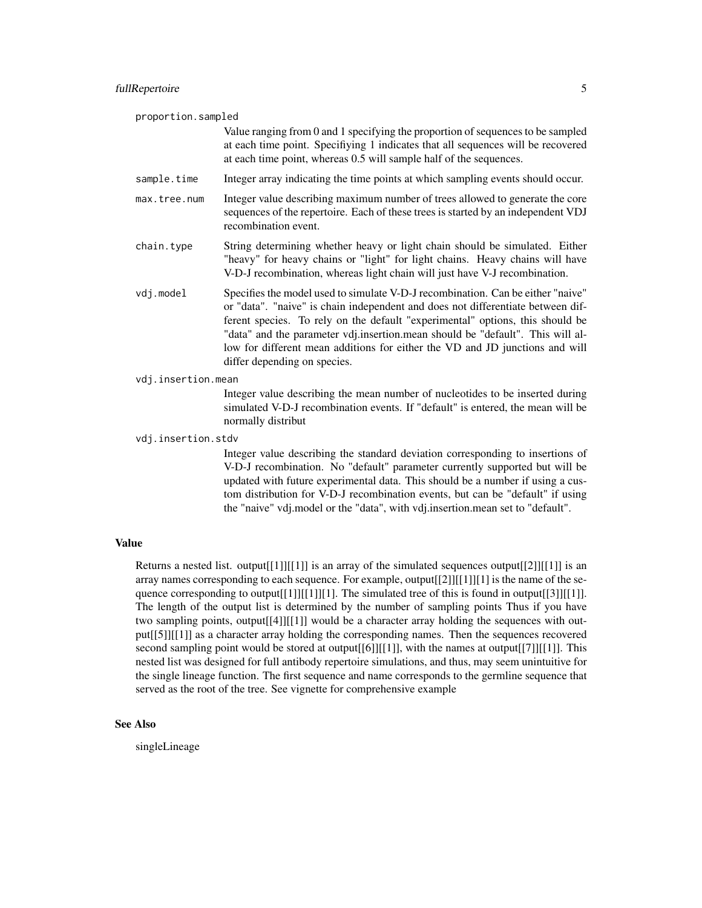proportion.sampled

Value ranging from 0 and 1 specifying the proportion of sequences to be sampled at each time point. Specifiying 1 indicates that all sequences will be recovered at each time point, whereas 0.5 will sample half of the sequences.

sample.time

Integer array indicating the time points at which sampling events should occur.

max.tree.num

Integer value describing maximum number of trees allowed to generate the core sequences of the repertoire. Each of these trees is started by an independent VDJ recombination event.

chain.type

String determining whether heavy or light chain should be simulated. Either "heavy" for heavy chains or "light" for light chains. Heavy chains will have V-D-J recombination, whereas light chain will just have V-J recombination.

vdj.model

Specifies the model used to simulate V-D-J recombination. Can be either "naive" or "data". "naive" is chain independent and does not differentiate between different species. To rely on the default "experimental" options, this should be "data" and the parameter vdj.insertion.mean should be "default". This will allow for different mean additions for either the VD and JD junctions and will differ depending on species.

vdj.insertion.mean

Integer value describing the mean number of nucleotides to be inserted during simulated V-D-J recombination events. If "default" is entered, the mean will be normally distribut

vdj.insertion.stdv

Integer value describing the standard deviation corresponding to insertions of V-D-J recombination. No "default" parameter currently supported but will be updated with future experimental data. This should be a number if using a custom distribution for V-D-J recombination events, but can be "default" if using the "naive" vdj.model or the "data", with vdj.insertion.mean set to "default".

## Value

Returns a nested list. output[[1]][[1]] is an array of the simulated sequences output[[2]][[1]] is an array names corresponding to each sequence. For example, output[[2]][[1]][1] is the name of the sequence corresponding to output[[1]][[1]][1]. The simulated tree of this is found in output[[3]][[1]]. The length of the output list is determined by the number of sampling points Thus if you have two sampling points, output[[4]][[1]] would be a character array holding the sequences with output[[5]][[1]] as a character array holding the corresponding names. Then the sequences recovered second sampling point would be stored at output[[6]][[1]], with the names at output[[7]][[1]]. This nested list was designed for full antibody repertoire simulations, and thus, may seem unintuitive for the single lineage function. The first sequence and name corresponds to the germline sequence that served as the root of the tree. See vignette for comprehensive example

## See Also

singleLineage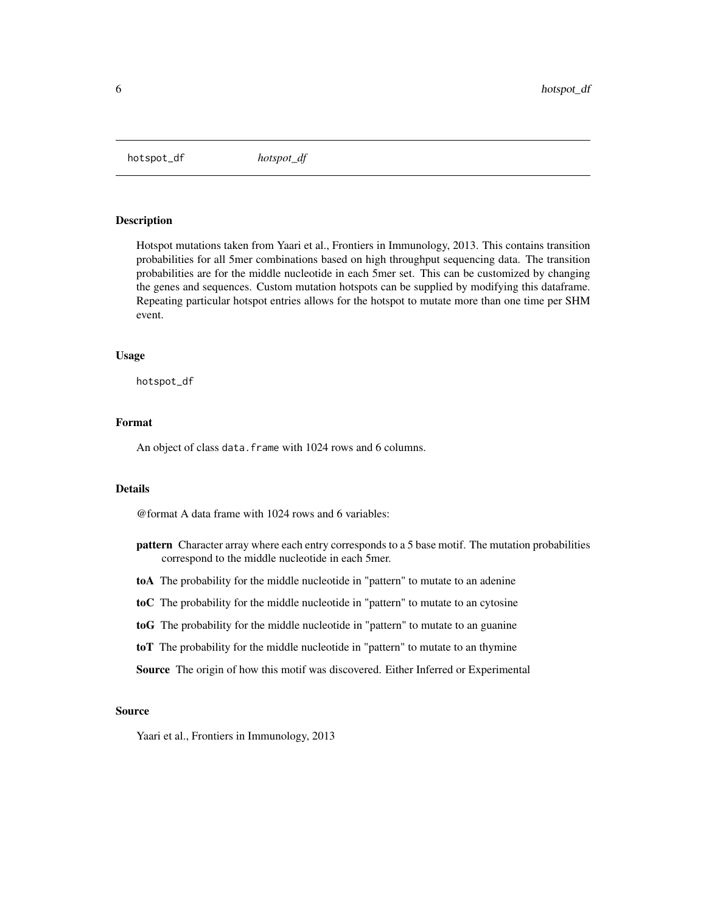# hotspot_df *hotspot_df*

## Description

Hotspot mutations taken from Yaari et al., Frontiers in Immunology, 2013. This contains transition probabilities for all 5mer combinations based on high throughput sequencing data. The transition probabilities are for the middle nucleotide in each 5mer set. This can be customized by changing the genes and sequences. Custom mutation hotspots can be supplied by modifying this dataframe. Repeating particular hotspot entries allows for the hotspot to mutate more than one time per SHM event.

## Usage

```
hotspot_df
```

## Format

An object of class `data.frame` with 1024 rows and 6 columns.

## Details

@format A data frame with 1024 rows and 6 variables:

- **pattern** Character array where each entry corresponds to a 5 base motif. The mutation probabilities correspond to the middle nucleotide in each 5mer.
- **toA** The probability for the middle nucleotide in "pattern" to mutate to an adenine
- **toC** The probability for the middle nucleotide in "pattern" to mutate to an cytosine
- **toG** The probability for the middle nucleotide in "pattern" to mutate to an guanine
- **toT** The probability for the middle nucleotide in "pattern" to mutate to an thymine
- **Source** The origin of how this motif was discovered. Either Inferred or Experimental

## Source

Yaari et al., Frontiers in Immunology, 2013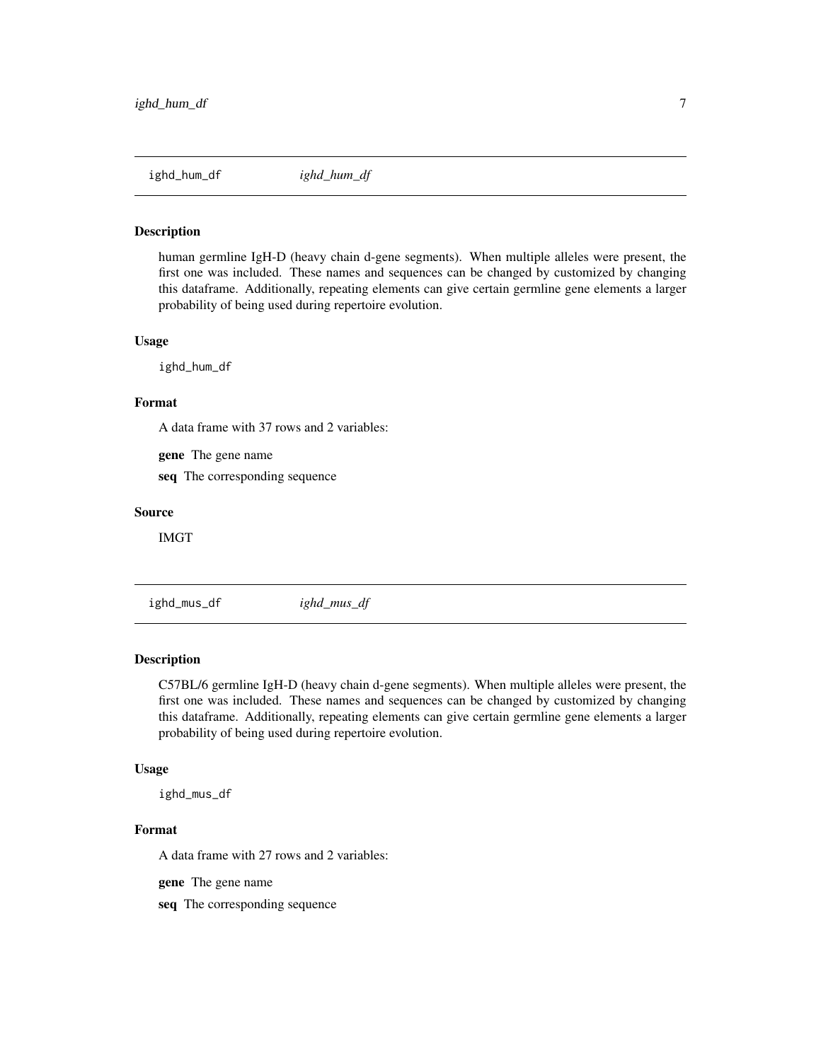## ighd_hum_df

*ighd_hum_df*

### Description

human germline IgH-D (heavy chain d-gene segments). When multiple alleles were present, the first one was included. These names and sequences can be changed by customized by changing this dataframe. Additionally, repeating elements can give certain germline gene elements a larger probability of being used during repertoire evolution.

### Usage

```
ighd_hum_df
```

### Format

A data frame with 37 rows and 2 variables:

**gene** The gene name

**seq** The corresponding sequence

### Source

IMGT

## ighd_mus_df

*ighd_mus_df*

### Description

C57BL/6 germline IgH-D (heavy chain d-gene segments). When multiple alleles were present, the first one was included. These names and sequences can be changed by customized by changing this dataframe. Additionally, repeating elements can give certain germline gene elements a larger probability of being used during repertoire evolution.

### Usage

```
ighd_mus_df
```

### Format

A data frame with 27 rows and 2 variables:

**gene** The gene name

**seq** The corresponding sequence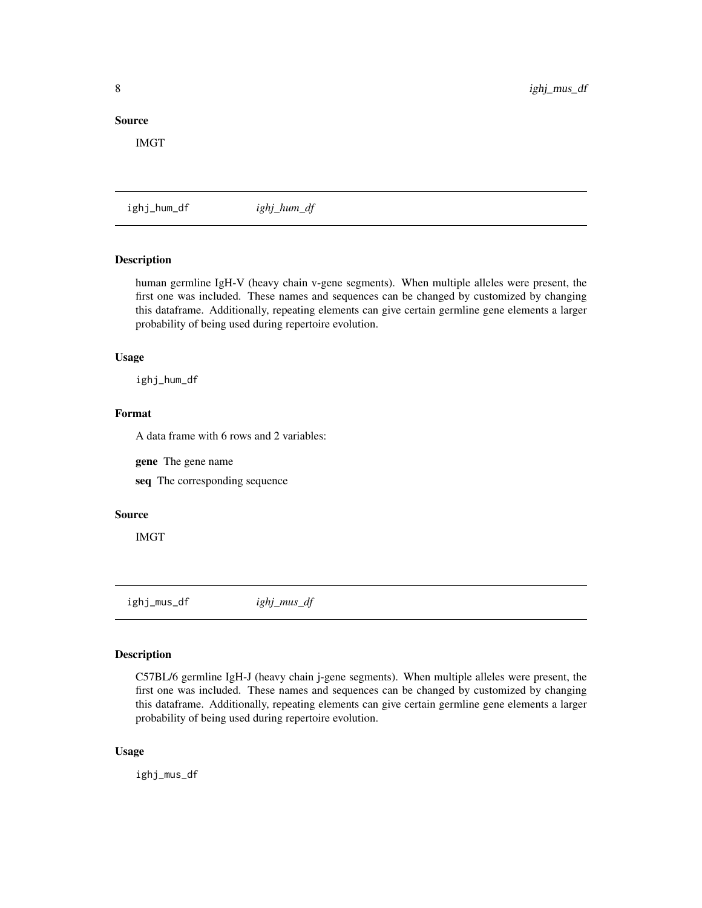### Source

IMGT

---

## ighj_hum_df — *ighj_hum_df*

### Description

human germline IgH-V (heavy chain v-gene segments). When multiple alleles were present, the first one was included. These names and sequences can be changed by customized by changing this dataframe. Additionally, repeating elements can give certain germline gene elements a larger probability of being used during repertoire evolution.

### Usage

```
ighj_hum_df
```

### Format

A data frame with 6 rows and 2 variables:

**gene** The gene name

**seq** The corresponding sequence

### Source

IMGT

---

## ighj_mus_df — *ighj_mus_df*

### Description

C57BL/6 germline IgH-J (heavy chain j-gene segments). When multiple alleles were present, the first one was included. These names and sequences can be changed by customized by changing this dataframe. Additionally, repeating elements can give certain germline gene elements a larger probability of being used during repertoire evolution.

### Usage

```
ighj_mus_df
```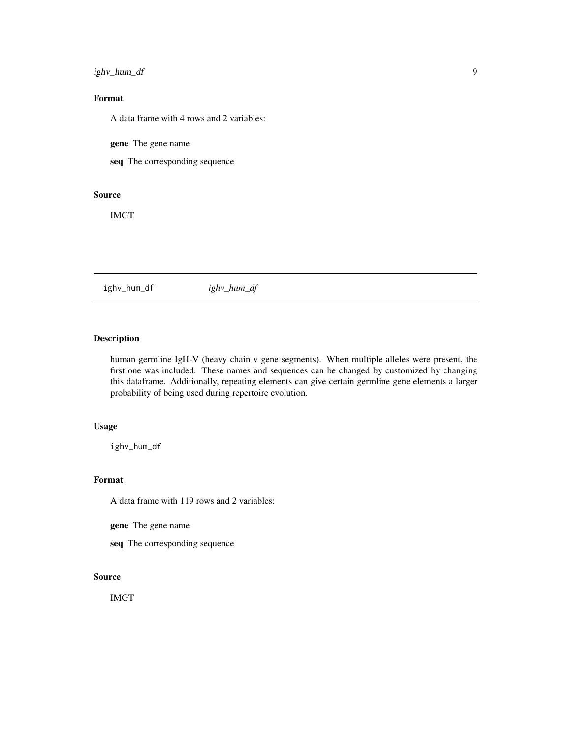### Format

A data frame with 4 rows and 2 variables:

**gene** The gene name

**seq** The corresponding sequence

### Source

IMGT

---

## ighv_hum_df *ighv_hum_df*

---

### Description

human germline IgH-V (heavy chain v gene segments). When multiple alleles were present, the first one was included. These names and sequences can be changed by customized by changing this dataframe. Additionally, repeating elements can give certain germline gene elements a larger probability of being used during repertoire evolution.

### Usage

```
ighv_hum_df
```

### Format

A data frame with 119 rows and 2 variables:

**gene** The gene name

**seq** The corresponding sequence

### Source

IMGT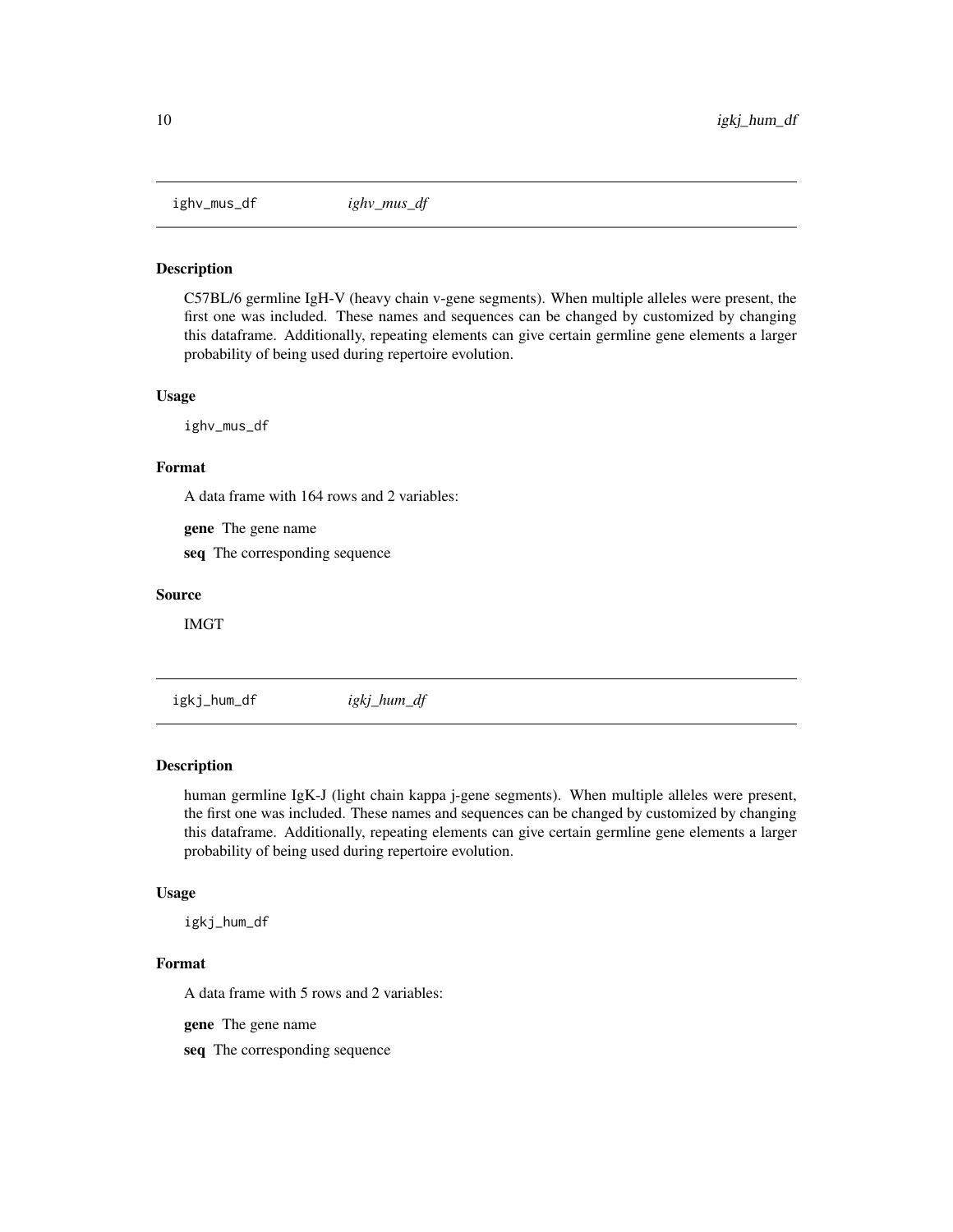## ighv_mus_df *ighv_mus_df*

### Description

C57BL/6 germline IgH-V (heavy chain v-gene segments). When multiple alleles were present, the first one was included. These names and sequences can be changed by customized by changing this dataframe. Additionally, repeating elements can give certain germline gene elements a larger probability of being used during repertoire evolution.

### Usage

```
ighv_mus_df
```

### Format

A data frame with 164 rows and 2 variables:

**gene** The gene name

**seq** The corresponding sequence

### Source

IMGT

## igkj_hum_df *igkj_hum_df*

### Description

human germline IgK-J (light chain kappa j-gene segments). When multiple alleles were present, the first one was included. These names and sequences can be changed by customized by changing this dataframe. Additionally, repeating elements can give certain germline gene elements a larger probability of being used during repertoire evolution.

### Usage

```
igkj_hum_df
```

### Format

A data frame with 5 rows and 2 variables:

**gene** The gene name

**seq** The corresponding sequence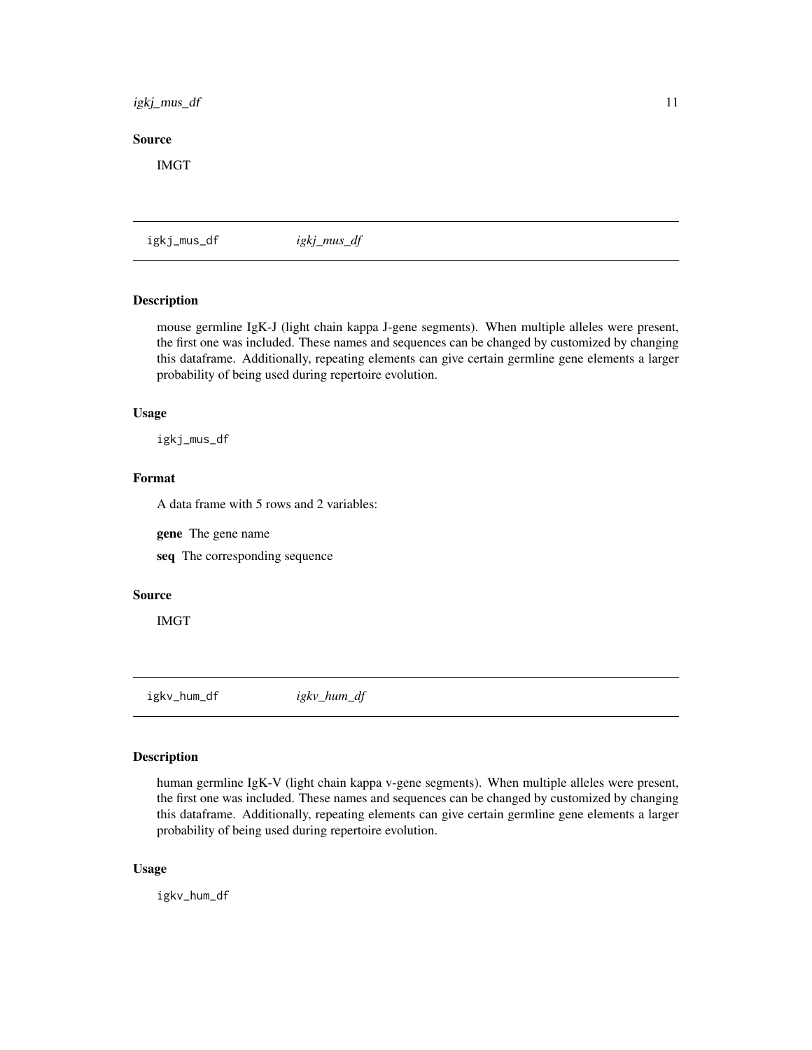### Source

IMGT

---

## igkj_mus_df &nbsp;&nbsp;&nbsp;&nbsp; *igkj_mus_df*

### Description

mouse germline IgK-J (light chain kappa J-gene segments). When multiple alleles were present, the first one was included. These names and sequences can be changed by customized by changing this dataframe. Additionally, repeating elements can give certain germline gene elements a larger probability of being used during repertoire evolution.

### Usage

```
igkj_mus_df
```

### Format

A data frame with 5 rows and 2 variables:

**gene** The gene name

**seq** The corresponding sequence

### Source

IMGT

---

## igkv_hum_df &nbsp;&nbsp;&nbsp;&nbsp; *igkv_hum_df*

### Description

human germline IgK-V (light chain kappa v-gene segments). When multiple alleles were present, the first one was included. These names and sequences can be changed by customized by changing this dataframe. Additionally, repeating elements can give certain germline gene elements a larger probability of being used during repertoire evolution.

### Usage

```
igkv_hum_df
```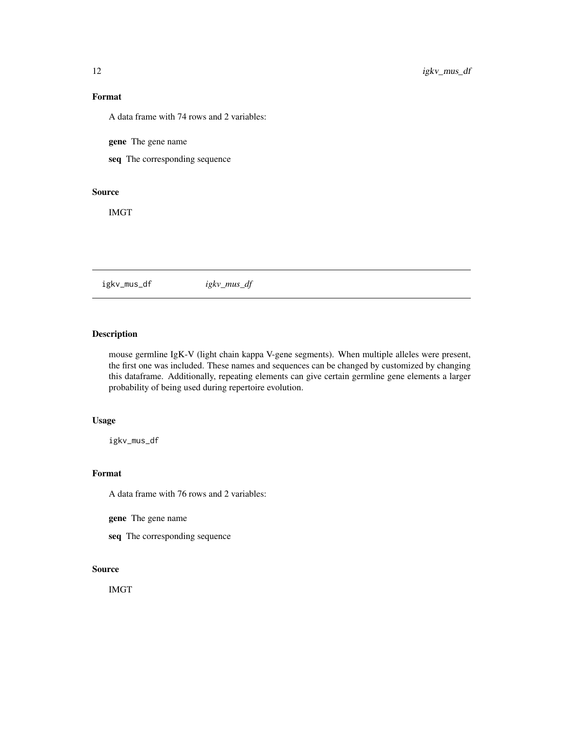### Format

A data frame with 74 rows and 2 variables:

**gene** The gene name

**seq** The corresponding sequence

### Source

IMGT

---

## igkv_mus_df *igkv_mus_df*

### Description

mouse germline IgK-V (light chain kappa V-gene segments). When multiple alleles were present, the first one was included. These names and sequences can be changed by customized by changing this dataframe. Additionally, repeating elements can give certain germline gene elements a larger probability of being used during repertoire evolution.

### Usage

```
igkv_mus_df
```

### Format

A data frame with 76 rows and 2 variables:

**gene** The gene name

**seq** The corresponding sequence

### Source

IMGT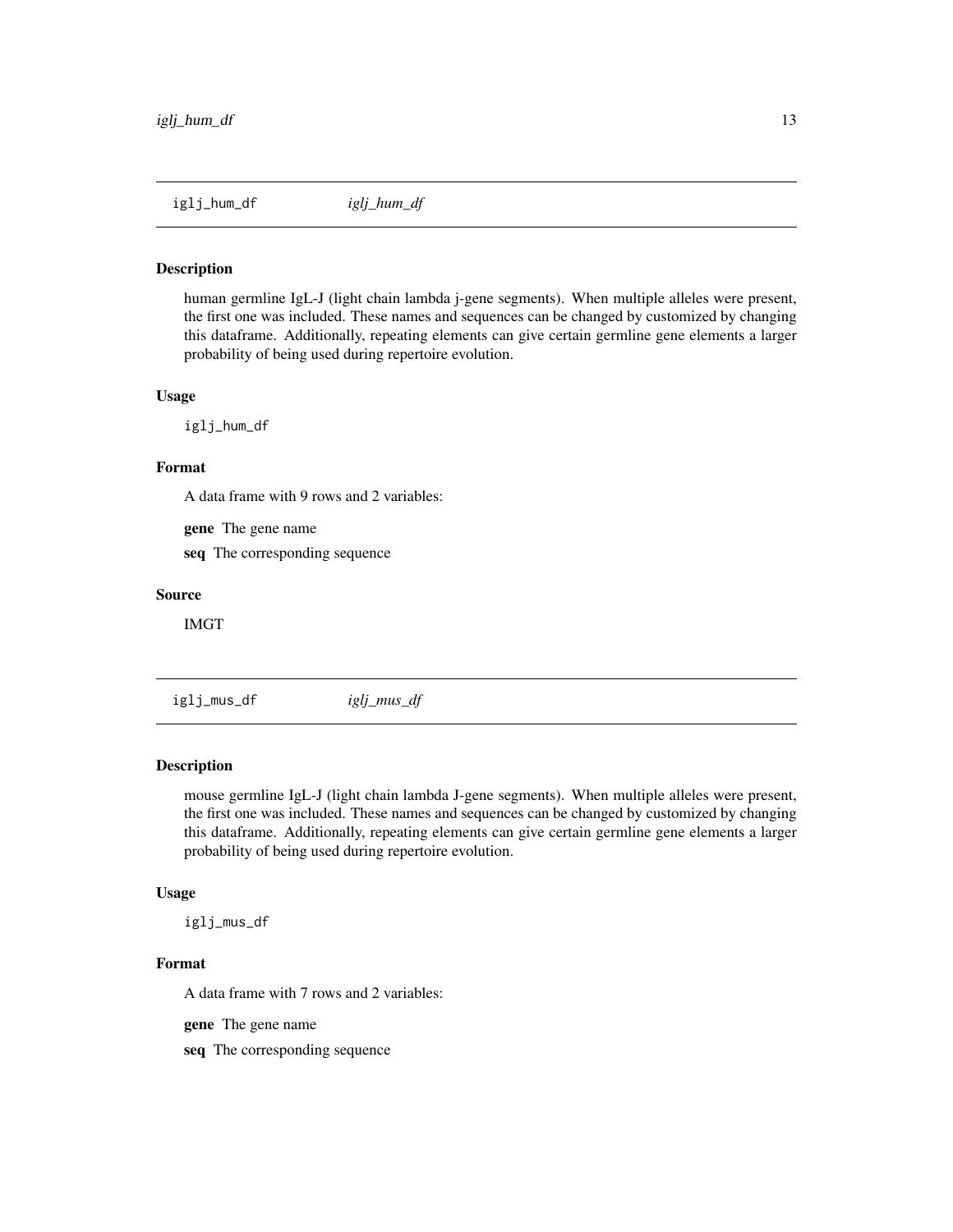## iglj_hum_df *iglj_hum_df*

### Description

human germline IgL-J (light chain lambda j-gene segments). When multiple alleles were present, the first one was included. These names and sequences can be changed by customized by changing this dataframe. Additionally, repeating elements can give certain germline gene elements a larger probability of being used during repertoire evolution.

### Usage

```
iglj_hum_df
```

### Format

A data frame with 9 rows and 2 variables:

**gene** The gene name

**seq** The corresponding sequence

### Source

IMGT

## iglj_mus_df *iglj_mus_df*

### Description

mouse germline IgL-J (light chain lambda J-gene segments). When multiple alleles were present, the first one was included. These names and sequences can be changed by customized by changing this dataframe. Additionally, repeating elements can give certain germline gene elements a larger probability of being used during repertoire evolution.

### Usage

```
iglj_mus_df
```

### Format

A data frame with 7 rows and 2 variables:

**gene** The gene name

**seq** The corresponding sequence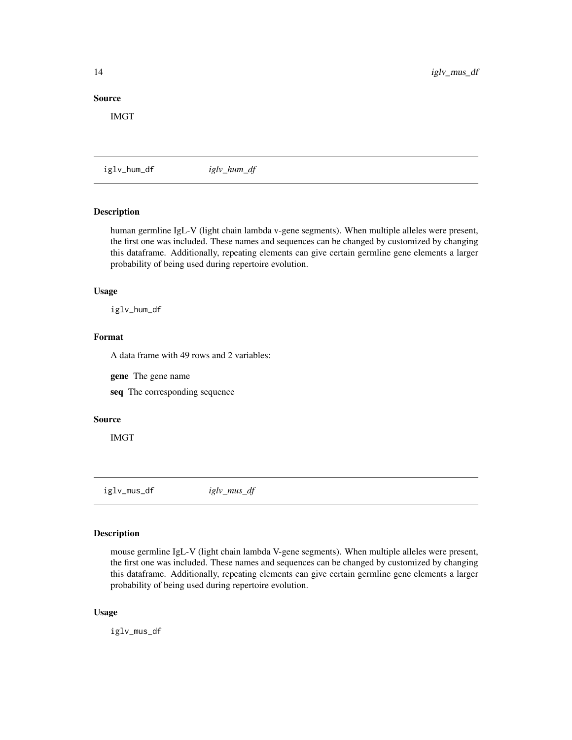## Source

IMGT

---

iglv_hum_df *iglv_hum_df*

---

## Description

human germline IgL-V (light chain lambda v-gene segments). When multiple alleles were present, the first one was included. These names and sequences can be changed by customized by changing this dataframe. Additionally, repeating elements can give certain germline gene elements a larger probability of being used during repertoire evolution.

## Usage

```
iglv_hum_df
```

## Format

A data frame with 49 rows and 2 variables:

**gene** The gene name

**seq** The corresponding sequence

## Source

IMGT

---

iglv_mus_df *iglv_mus_df*

---

## Description

mouse germline IgL-V (light chain lambda V-gene segments). When multiple alleles were present, the first one was included. These names and sequences can be changed by customized by changing this dataframe. Additionally, repeating elements can give certain germline gene elements a larger probability of being used during repertoire evolution.

## Usage

```
iglv_mus_df
```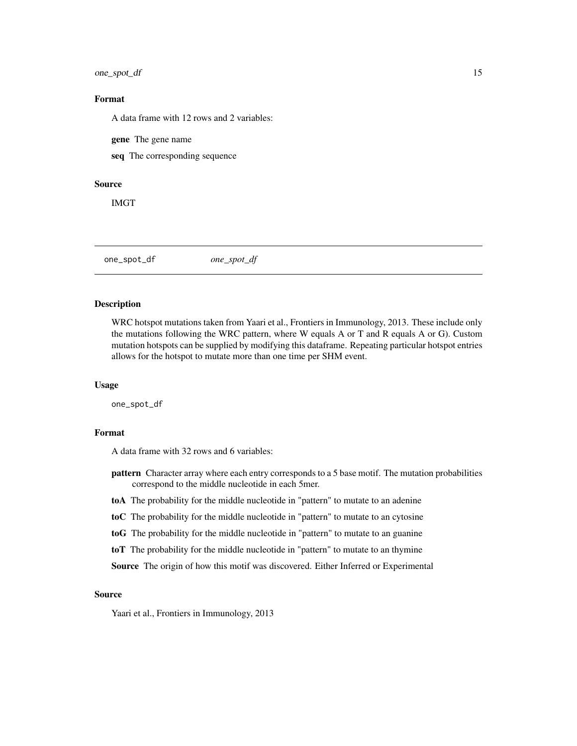## Format

A data frame with 12 rows and 2 variables:

**gene** The gene name

**seq** The corresponding sequence

## Source

IMGT

---

# one_spot_df *one_spot_df*

## Description

WRC hotspot mutations taken from Yaari et al., Frontiers in Immunology, 2013. These include only the mutations following the WRC pattern, where W equals A or T and R equals A or G). Custom mutation hotspots can be supplied by modifying this dataframe. Repeating particular hotspot entries allows for the hotspot to mutate more than one time per SHM event.

## Usage

```
one_spot_df
```

## Format

A data frame with 32 rows and 6 variables:

**pattern** Character array where each entry corresponds to a 5 base motif. The mutation probabilities correspond to the middle nucleotide in each 5mer.

**toA** The probability for the middle nucleotide in "pattern" to mutate to an adenine

**toC** The probability for the middle nucleotide in "pattern" to mutate to an cytosine

**toG** The probability for the middle nucleotide in "pattern" to mutate to an guanine

**toT** The probability for the middle nucleotide in "pattern" to mutate to an thymine

**Source** The origin of how this motif was discovered. Either Inferred or Experimental

## Source

Yaari et al., Frontiers in Immunology, 2013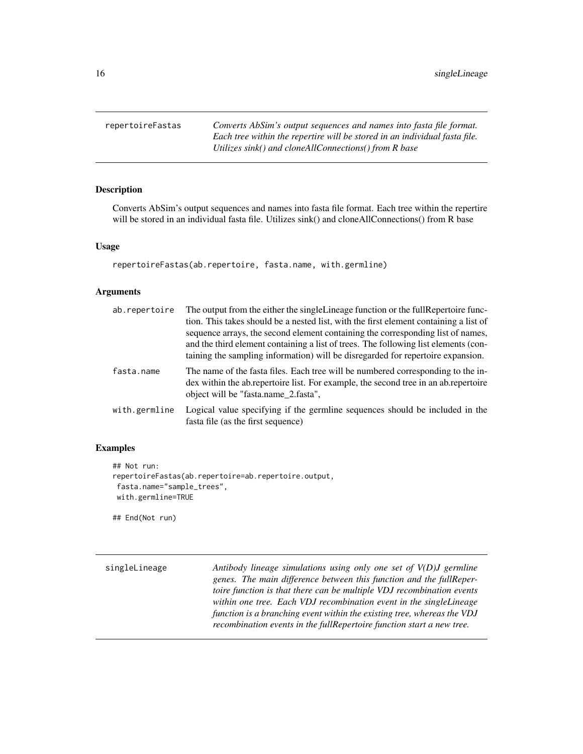## repertoireFastas

*Converts AbSim's output sequences and names into fasta file format. Each tree within the repertire will be stored in an individual fasta file. Utilizes sink() and cloneAllConnections() from R base*

### Description

Converts AbSim's output sequences and names into fasta file format. Each tree within the repertire will be stored in an individual fasta file. Utilizes sink() and cloneAllConnections() from R base

### Usage

```
repertoireFastas(ab.repertoire, fasta.name, with.germline)
```

### Arguments

| | |
|---|---|
| ab.repertoire | The output from the either the singleLineage function or the fullRepertoire function. This takes should be a nested list, with the first element containing a list of sequence arrays, the second element containing the corresponding list of names, and the third element containing a list of trees. The following list elements (containing the sampling information) will be disregarded for repertoire expansion. |
| fasta.name | The name of the fasta files. Each tree will be numbered corresponding to the index within the ab.repertoire list. For example, the second tree in an ab.repertoire object will be "fasta.name_2.fasta", |
| with.germline | Logical value specifying if the germline sequences should be included in the fasta file (as the first sequence) |

### Examples

```
## Not run:
repertoireFastas(ab.repertoire=ab.repertoire.output,
 fasta.name="sample_trees",
 with.germline=TRUE

## End(Not run)
```

## singleLineage

*Antibody lineage simulations using only one set of V(D)J germline genes. The main difference between this function and the fullRepertoire function is that there can be multiple VDJ recombination events within one tree. Each VDJ recombination event in the singleLineage function is a branching event within the existing tree, whereas the VDJ recombination events in the fullRepertoire function start a new tree.*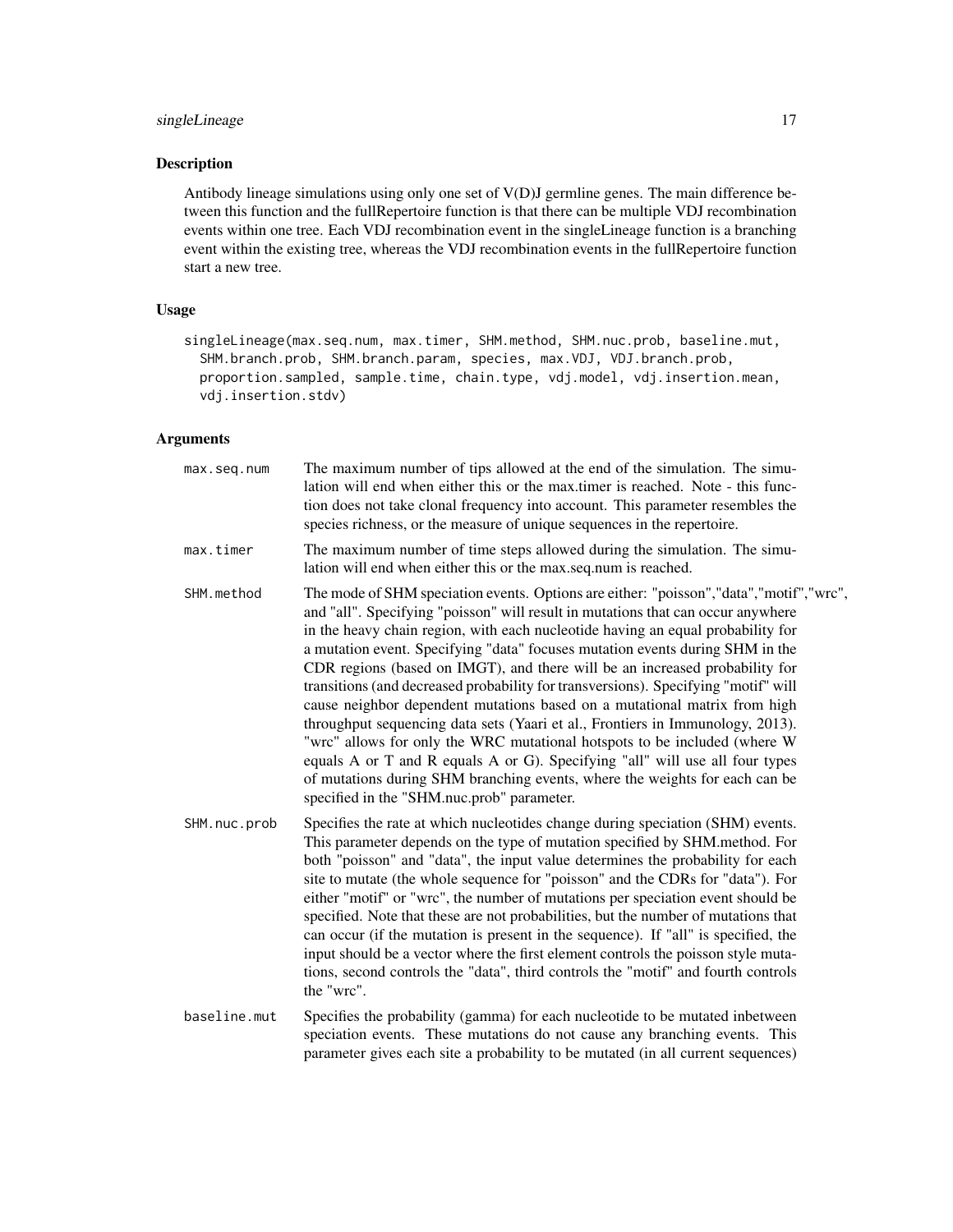## Description

Antibody lineage simulations using only one set of V(D)J germline genes. The main difference between this function and the fullRepertoire function is that there can be multiple VDJ recombination events within one tree. Each VDJ recombination event in the singleLineage function is a branching event within the existing tree, whereas the VDJ recombination events in the fullRepertoire function start a new tree.

## Usage

```
singleLineage(max.seq.num, max.timer, SHM.method, SHM.nuc.prob, baseline.mut,
  SHM.branch.prob, SHM.branch.param, species, max.VDJ, VDJ.branch.prob,
  proportion.sampled, sample.time, chain.type, vdj.model, vdj.insertion.mean,
  vdj.insertion.stdv)
```

## Arguments

| | |
|---|---|
| max.seq.num | The maximum number of tips allowed at the end of the simulation. The simulation will end when either this or the max.timer is reached. Note - this function does not take clonal frequency into account. This parameter resembles the species richness, or the measure of unique sequences in the repertoire. |
| max.timer | The maximum number of time steps allowed during the simulation. The simulation will end when either this or the max.seq.num is reached. |
| SHM.method | The mode of SHM speciation events. Options are either: "poisson","data","motif","wrc", and "all". Specifying "poisson" will result in mutations that can occur anywhere in the heavy chain region, with each nucleotide having an equal probability for a mutation event. Specifying "data" focuses mutation events during SHM in the CDR regions (based on IMGT), and there will be an increased probability for transitions (and decreased probability for transversions). Specifying "motif" will cause neighbor dependent mutations based on a mutational matrix from high throughput sequencing data sets (Yaari et al., Frontiers in Immunology, 2013). "wrc" allows for only the WRC mutational hotspots to be included (where W equals A or T and R equals A or G). Specifying "all" will use all four types of mutations during SHM branching events, where the weights for each can be specified in the "SHM.nuc.prob" parameter. |
| SHM.nuc.prob | Specifies the rate at which nucleotides change during speciation (SHM) events. This parameter depends on the type of mutation specified by SHM.method. For both "poisson" and "data", the input value determines the probability for each site to mutate (the whole sequence for "poisson" and the CDRs for "data"). For either "motif" or "wrc", the number of mutations per speciation event should be specified. Note that these are not probabilities, but the number of mutations that can occur (if the mutation is present in the sequence). If "all" is specified, the input should be a vector where the first element controls the poisson style mutations, second controls the "data", third controls the "motif" and fourth controls the "wrc". |
| baseline.mut | Specifies the probability (gamma) for each nucleotide to be mutated inbetween speciation events. These mutations do not cause any branching events. This parameter gives each site a probability to be mutated (in all current sequences) |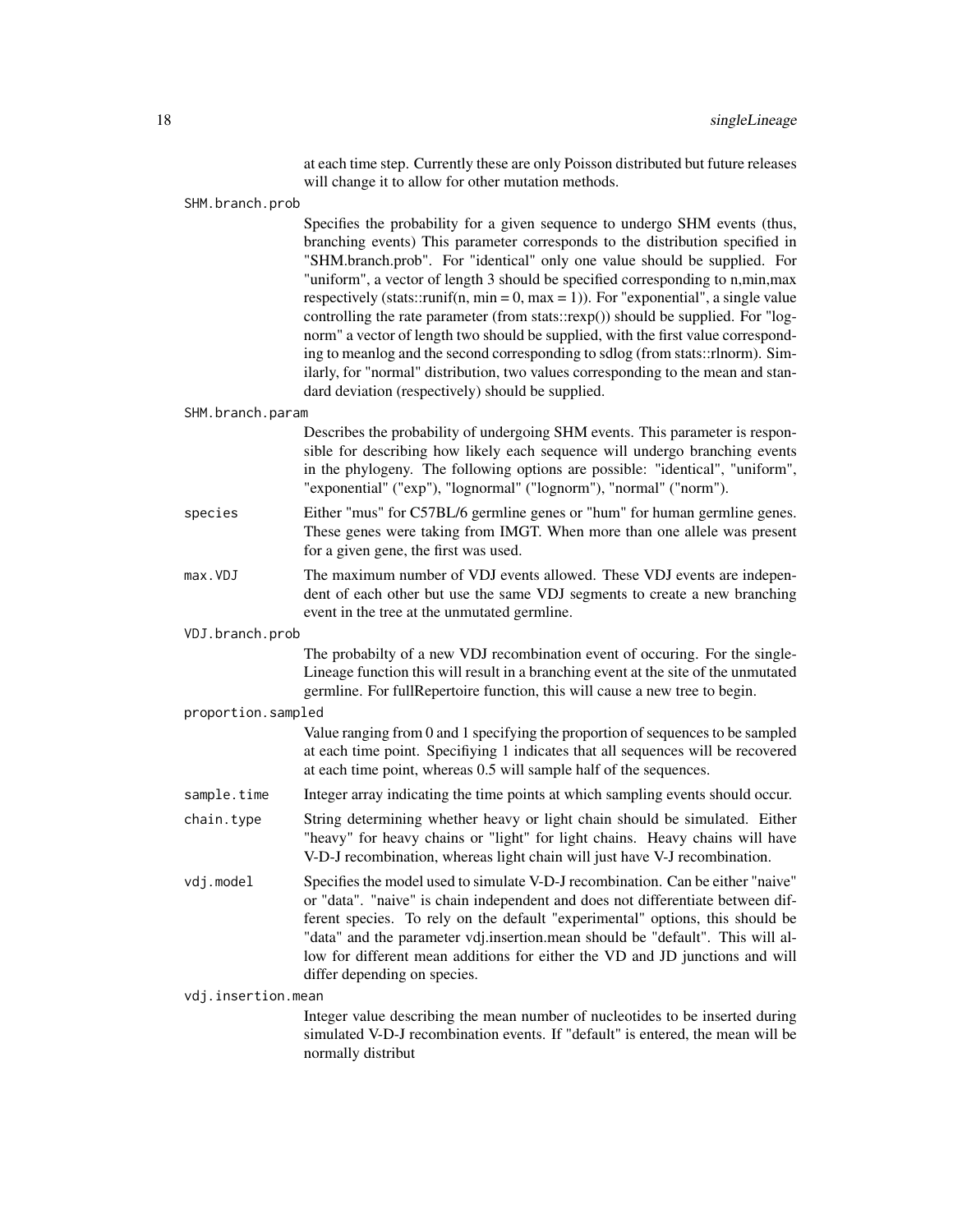at each time step. Currently these are only Poisson distributed but future releases will change it to allow for other mutation methods.

SHM.branch.prob
: Specifies the probability for a given sequence to undergo SHM events (thus, branching events) This parameter corresponds to the distribution specified in "SHM.branch.prob". For "identical" only one value should be supplied. For "uniform", a vector of length 3 should be specified corresponding to n,min,max respectively (stats::runif(n, min = 0, max = 1)). For "exponential", a single value controlling the rate parameter (from stats::rexp()) should be supplied. For "lognorm" a vector of length two should be supplied, with the first value corresponding to meanlog and the second corresponding to sdlog (from stats::rlnorm). Similarly, for "normal" distribution, two values corresponding to the mean and standard deviation (respectively) should be supplied.

SHM.branch.param
: Describes the probability of undergoing SHM events. This parameter is responsible for describing how likely each sequence will undergo branching events in the phylogeny. The following options are possible: "identical", "uniform", "exponential" ("exp"), "lognormal" ("lognorm"), "normal" ("norm").

species
: Either "mus" for C57BL/6 germline genes or "hum" for human germline genes. These genes were taking from IMGT. When more than one allele was present for a given gene, the first was used.

max.VDJ
: The maximum number of VDJ events allowed. These VDJ events are independent of each other but use the same VDJ segments to create a new branching event in the tree at the unmutated germline.

VDJ.branch.prob
: The probabilty of a new VDJ recombination event of occuring. For the singleLineage function this will result in a branching event at the site of the unmutated germline. For fullRepertoire function, this will cause a new tree to begin.

proportion.sampled
: Value ranging from 0 and 1 specifying the proportion of sequences to be sampled at each time point. Specifiying 1 indicates that all sequences will be recovered at each time point, whereas 0.5 will sample half of the sequences.

sample.time
: Integer array indicating the time points at which sampling events should occur.

chain.type
: String determining whether heavy or light chain should be simulated. Either "heavy" for heavy chains or "light" for light chains. Heavy chains will have V-D-J recombination, whereas light chain will just have V-J recombination.

vdj.model
: Specifies the model used to simulate V-D-J recombination. Can be either "naive" or "data". "naive" is chain independent and does not differentiate between different species. To rely on the default "experimental" options, this should be "data" and the parameter vdj.insertion.mean should be "default". This will allow for different mean additions for either the VD and JD junctions and will differ depending on species.

vdj.insertion.mean
: Integer value describing the mean number of nucleotides to be inserted during simulated V-D-J recombination events. If "default" is entered, the mean will be normally distribut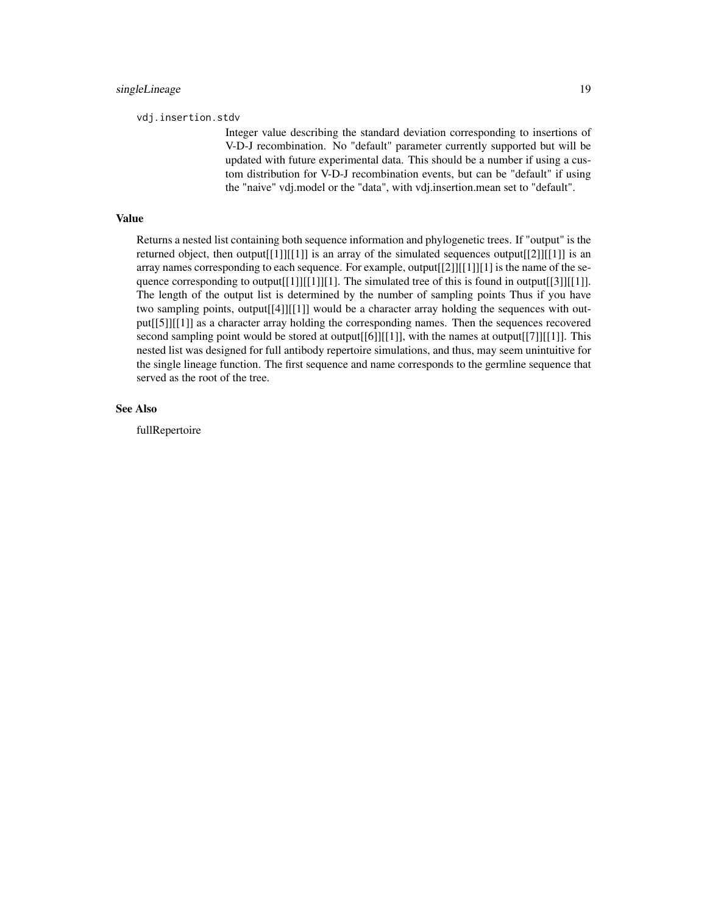vdj.insertion.stdv

Integer value describing the standard deviation corresponding to insertions of V-D-J recombination. No "default" parameter currently supported but will be updated with future experimental data. This should be a number if using a custom distribution for V-D-J recombination events, but can be "default" if using the "naive" vdj.model or the "data", with vdj.insertion.mean set to "default".

## Value

Returns a nested list containing both sequence information and phylogenetic trees. If "output" is the returned object, then output[[1]][[1]] is an array of the simulated sequences output[[2]][[1]] is an array names corresponding to each sequence. For example, output[[2]][[1]][1] is the name of the sequence corresponding to output[[1]][[1]][1]. The simulated tree of this is found in output[[3]][[1]]. The length of the output list is determined by the number of sampling points Thus if you have two sampling points, output[[4]][[1]] would be a character array holding the sequences with output[[5]][[1]] as a character array holding the corresponding names. Then the sequences recovered second sampling point would be stored at output[[6]][[1]], with the names at output[[7]][[1]]. This nested list was designed for full antibody repertoire simulations, and thus, may seem unintuitive for the single lineage function. The first sequence and name corresponds to the germline sequence that served as the root of the tree.

## See Also

fullRepertoire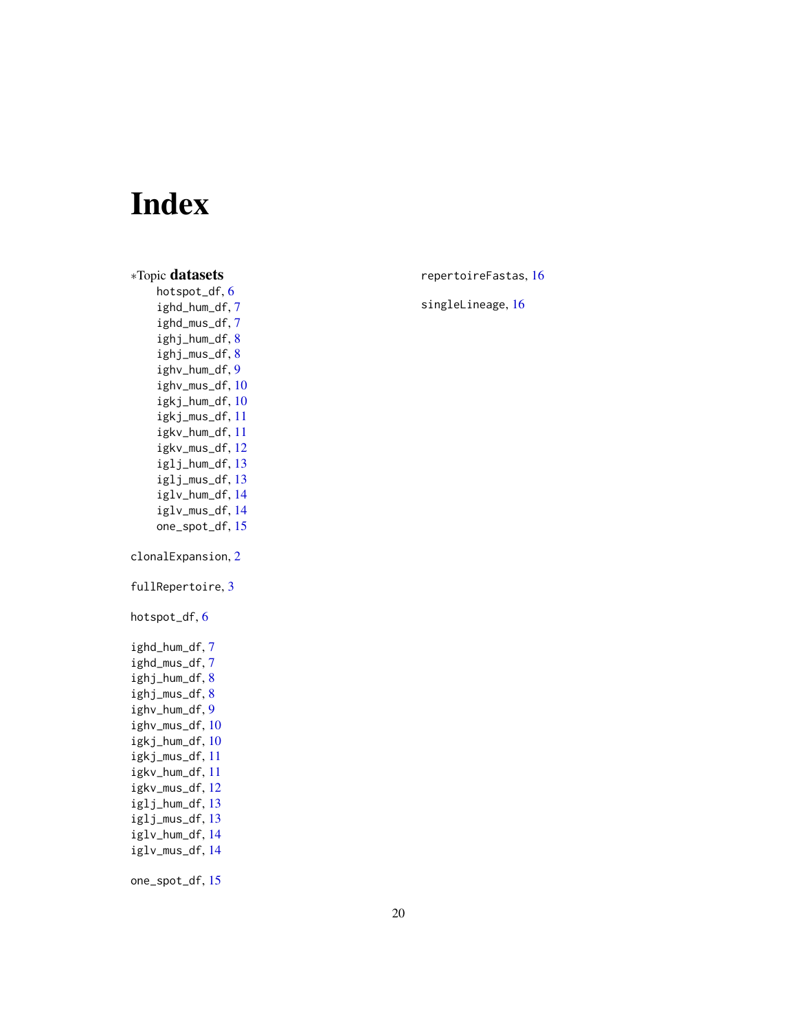# Index

*Topic **datasets**

- hotspot_df, 6
- ighd_hum_df, 7
- ighd_mus_df, 7
- ighj_hum_df, 8
- ighj_mus_df, 8
- ighv_hum_df, 9
- ighv_mus_df, 10
- igkj_hum_df, 10
- igkj_mus_df, 11
- igkv_hum_df, 11
- igkv_mus_df, 12
- iglj_hum_df, 13
- iglj_mus_df, 13
- iglv_hum_df, 14
- iglv_mus_df, 14
- one_spot_df, 15

clonalExpansion, 2

fullRepertoire, 3

hotspot_df, 6

ighd_hum_df, 7
ighd_mus_df, 7
ighj_hum_df, 8
ighj_mus_df, 8
ighv_hum_df, 9
ighv_mus_df, 10
igkj_hum_df, 10
igkj_mus_df, 11
igkv_hum_df, 11
igkv_mus_df, 12
iglj_hum_df, 13
iglj_mus_df, 13
iglv_hum_df, 14
iglv_mus_df, 14

one_spot_df, 15

repertoireFastas, 16

singleLineage, 16